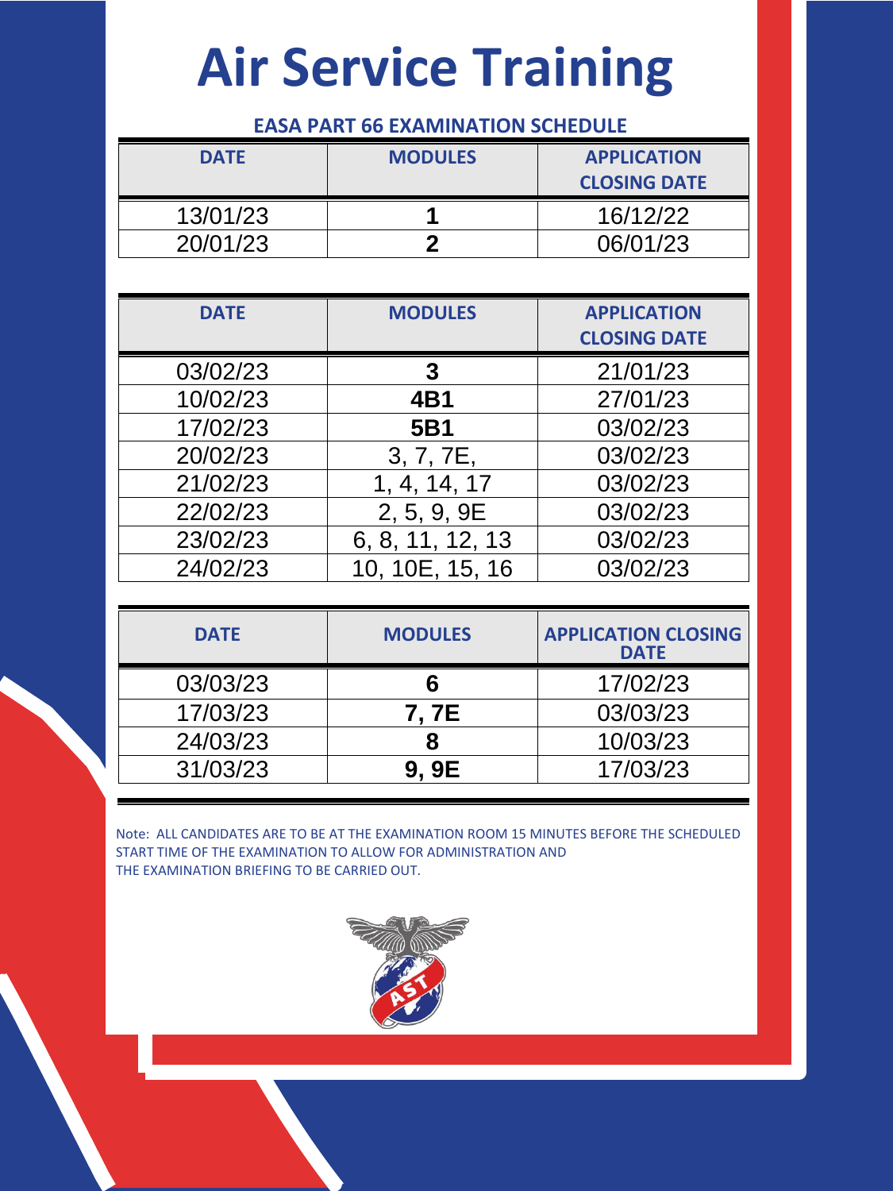# Air Service Training

## EASA PART 66 EXAMINATION SCHEDULE

| DATE | MODULES | APPLICATION CLOSING DATE |
|---|---|---|
| 13/01/23 | **1** | 16/12/22 |
| 20/01/23 | **2** | 06/01/23 |

| DATE | MODULES | APPLICATION CLOSING DATE |
|---|---|---|
| 03/02/23 | **3** | 21/01/23 |
| 10/02/23 | **4B1** | 27/01/23 |
| 17/02/23 | **5B1** | 03/02/23 |
| 20/02/23 | 3, 7, 7E, | 03/02/23 |
| 21/02/23 | 1, 4, 14, 17 | 03/02/23 |
| 22/02/23 | 2, 5, 9, 9E | 03/02/23 |
| 23/02/23 | 6, 8, 11, 12, 13 | 03/02/23 |
| 24/02/23 | 10, 10E, 15, 16 | 03/02/23 |

| DATE | MODULES | APPLICATION CLOSING DATE |
|---|---|---|
| 03/03/23 | **6** | 17/02/23 |
| 17/03/23 | **7, 7E** | 03/03/23 |
| 24/03/23 | **8** | 10/03/23 |
| 31/03/23 | **9, 9E** | 17/03/23 |

Note: ALL CANDIDATES ARE TO BE AT THE EXAMINATION ROOM 15 MINUTES BEFORE THE SCHEDULED START TIME OF THE EXAMINATION TO ALLOW FOR ADMINISTRATION AND THE EXAMINATION BRIEFING TO BE CARRIED OUT.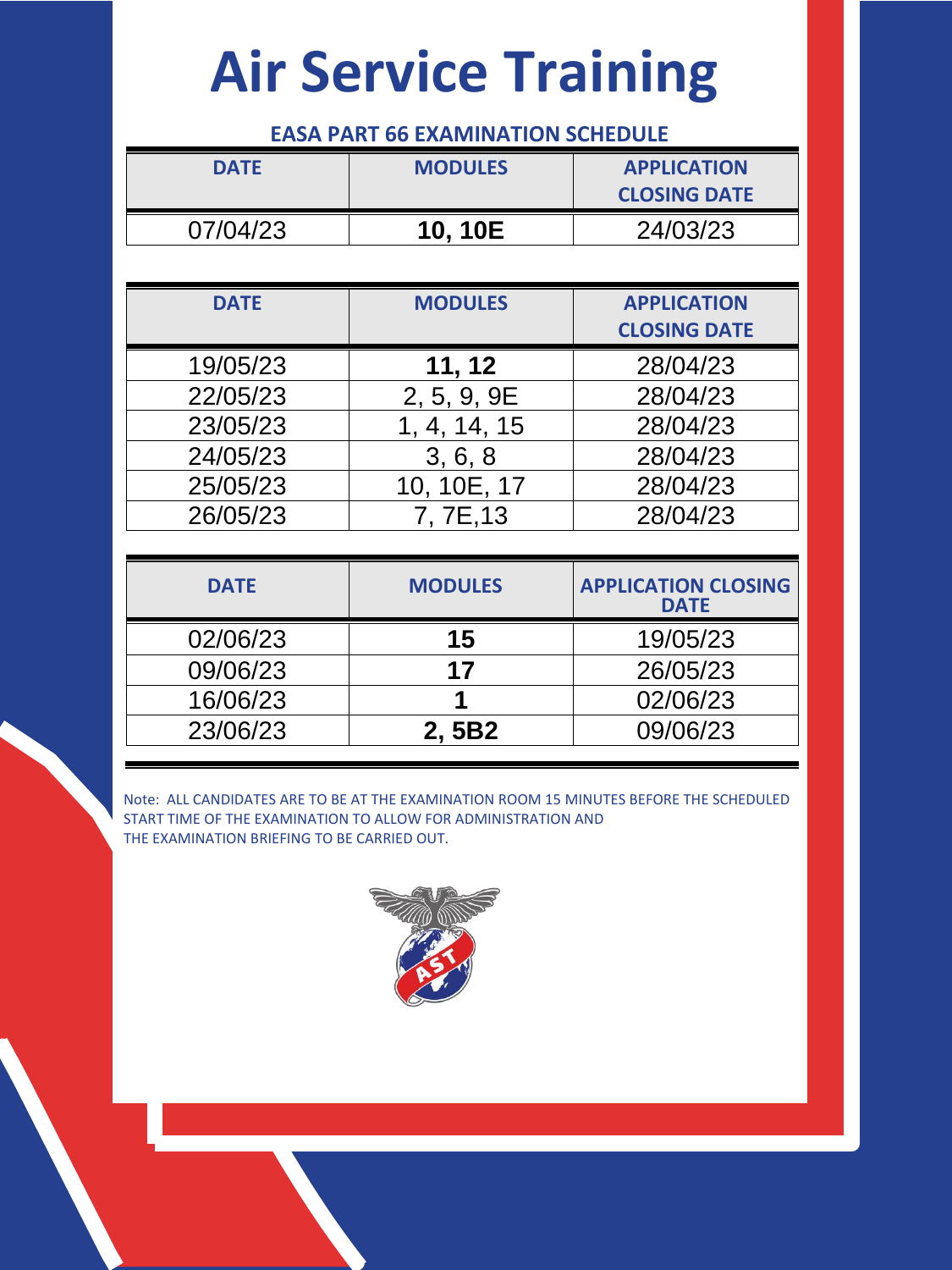# Air Service Training

## EASA PART 66 EXAMINATION SCHEDULE

| DATE | MODULES | APPLICATION CLOSING DATE |
|---|---|---|
| 07/04/23 | **10, 10E** | 24/03/23 |

| DATE | MODULES | APPLICATION CLOSING DATE |
|---|---|---|
| 19/05/23 | **11, 12** | 28/04/23 |
| 22/05/23 | 2, 5, 9, 9E | 28/04/23 |
| 23/05/23 | 1, 4, 14, 15 | 28/04/23 |
| 24/05/23 | 3, 6, 8 | 28/04/23 |
| 25/05/23 | 10, 10E, 17 | 28/04/23 |
| 26/05/23 | 7, 7E,13 | 28/04/23 |

| DATE | MODULES | APPLICATION CLOSING DATE |
|---|---|---|
| 02/06/23 | **15** | 19/05/23 |
| 09/06/23 | **17** | 26/05/23 |
| 16/06/23 | **1** | 02/06/23 |
| 23/06/23 | **2, 5B2** | 09/06/23 |

Note: ALL CANDIDATES ARE TO BE AT THE EXAMINATION ROOM 15 MINUTES BEFORE THE SCHEDULED START TIME OF THE EXAMINATION TO ALLOW FOR ADMINISTRATION AND THE EXAMINATION BRIEFING TO BE CARRIED OUT.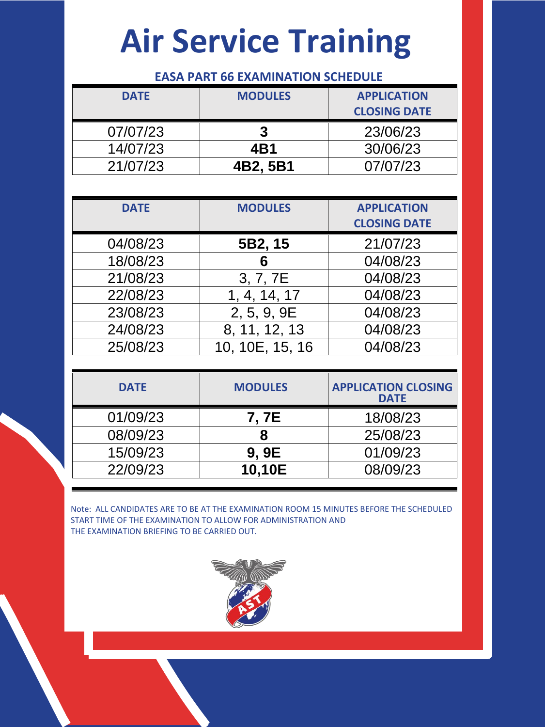# Air Service Training

## EASA PART 66 EXAMINATION SCHEDULE

| DATE | MODULES | APPLICATION CLOSING DATE |
|---|---|---|
| 07/07/23 | **3** | 23/06/23 |
| 14/07/23 | **4B1** | 30/06/23 |
| 21/07/23 | **4B2, 5B1** | 07/07/23 |

| DATE | MODULES | APPLICATION CLOSING DATE |
|---|---|---|
| 04/08/23 | **5B2, 15** | 21/07/23 |
| 18/08/23 | **6** | 04/08/23 |
| 21/08/23 | 3, 7, 7E | 04/08/23 |
| 22/08/23 | 1, 4, 14, 17 | 04/08/23 |
| 23/08/23 | 2, 5, 9, 9E | 04/08/23 |
| 24/08/23 | 8, 11, 12, 13 | 04/08/23 |
| 25/08/23 | 10, 10E, 15, 16 | 04/08/23 |

| DATE | MODULES | APPLICATION CLOSING DATE |
|---|---|---|
| 01/09/23 | **7, 7E** | 18/08/23 |
| 08/09/23 | **8** | 25/08/23 |
| 15/09/23 | **9, 9E** | 01/09/23 |
| 22/09/23 | **10,10E** | 08/09/23 |

Note: ALL CANDIDATES ARE TO BE AT THE EXAMINATION ROOM 15 MINUTES BEFORE THE SCHEDULED START TIME OF THE EXAMINATION TO ALLOW FOR ADMINISTRATION AND THE EXAMINATION BRIEFING TO BE CARRIED OUT.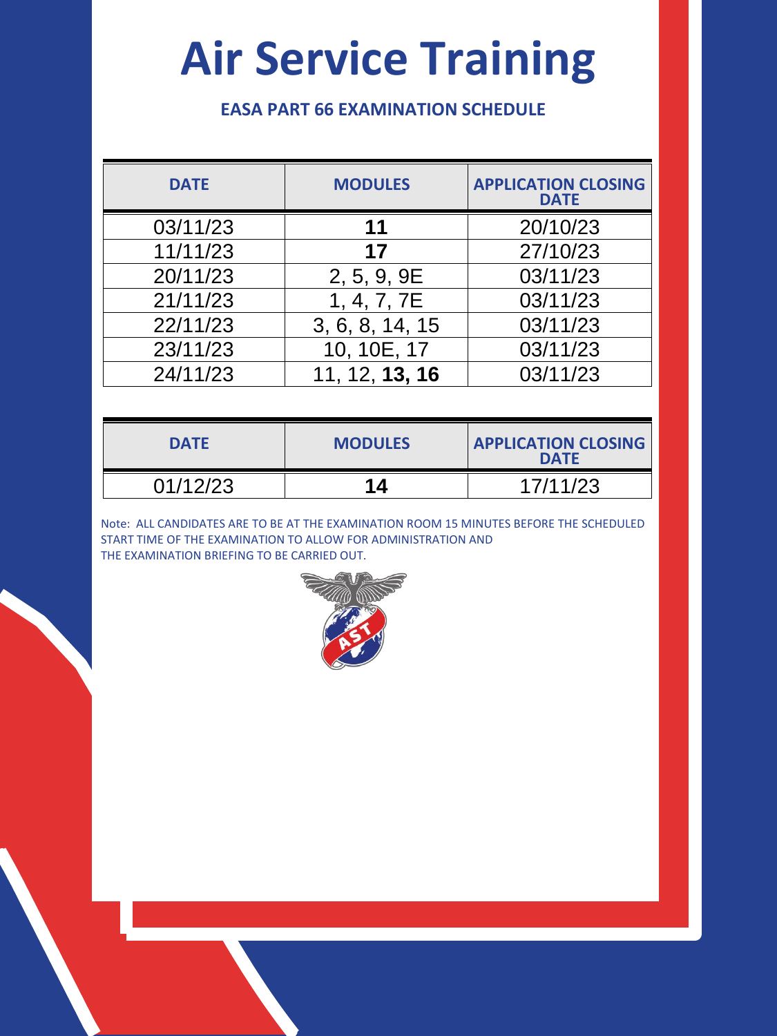# Air Service Training

### EASA PART 66 EXAMINATION SCHEDULE

| DATE | MODULES | APPLICATION CLOSING DATE |
|---|---|---|
| 03/11/23 | **11** | 20/10/23 |
| 11/11/23 | **17** | 27/10/23 |
| 20/11/23 | 2, 5, 9, 9E | 03/11/23 |
| 21/11/23 | 1, 4, 7, 7E | 03/11/23 |
| 22/11/23 | 3, 6, 8, 14, 15 | 03/11/23 |
| 23/11/23 | 10, 10E, 17 | 03/11/23 |
| 24/11/23 | 11, 12, **13, 16** | 03/11/23 |

| DATE | MODULES | APPLICATION CLOSING DATE |
|---|---|---|
| 01/12/23 | **14** | 17/11/23 |

Note: ALL CANDIDATES ARE TO BE AT THE EXAMINATION ROOM 15 MINUTES BEFORE THE SCHEDULED START TIME OF THE EXAMINATION TO ALLOW FOR ADMINISTRATION AND THE EXAMINATION BRIEFING TO BE CARRIED OUT.